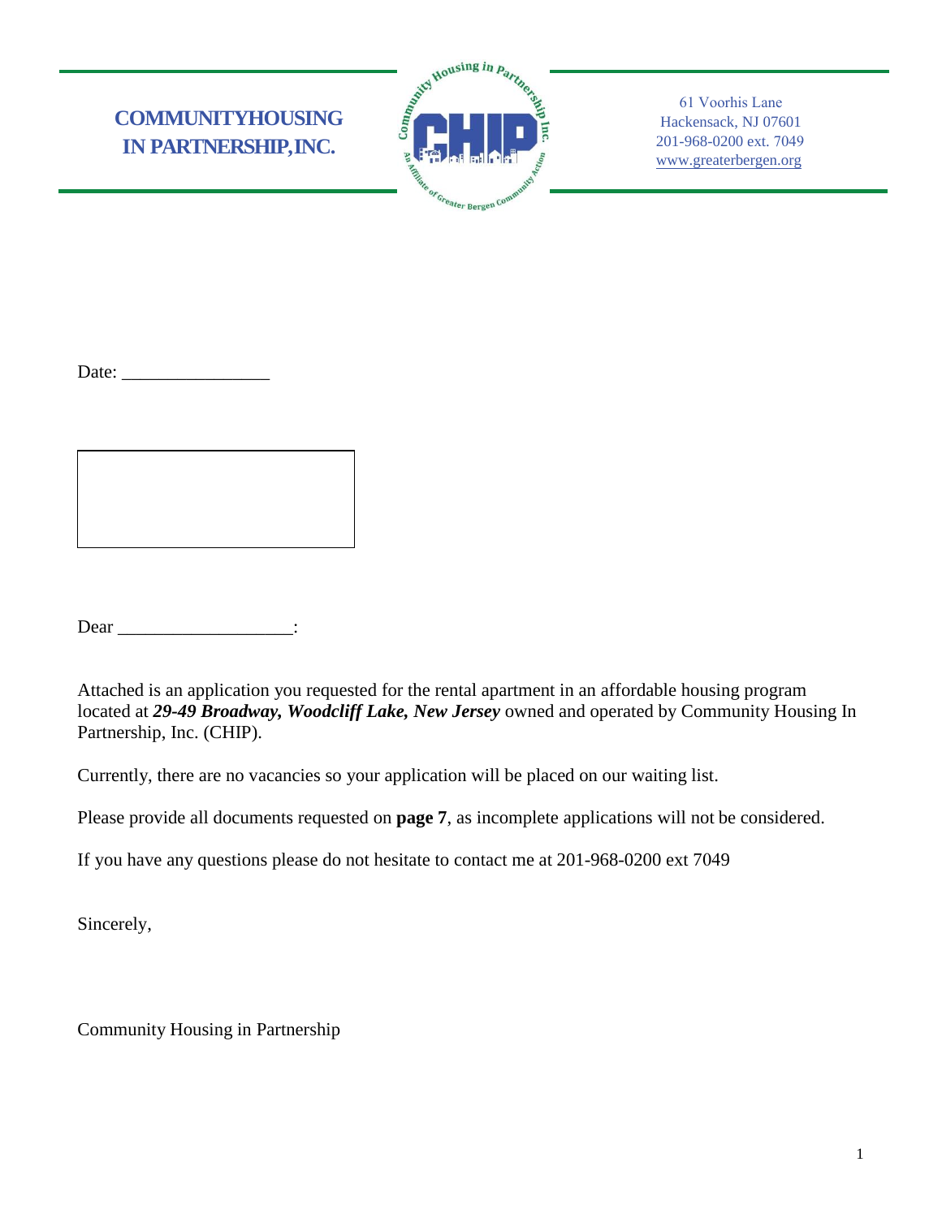**COMMUNITYHOUSING IN PARTNERSHIP,INC.**

61 Voorhis Lane
Hackensack, NJ 07601
201-968-0200 ext. 7049
www.greaterbergen.org

Date: ________________

Dear ___________________:

Attached is an application you requested for the rental apartment in an affordable housing program located at ***29-49 Broadway, Woodcliff Lake, New Jersey*** owned and operated by Community Housing In Partnership, Inc. (CHIP).

Currently, there are no vacancies so your application will be placed on our waiting list.

Please provide all documents requested on **page 7**, as incomplete applications will not be considered.

If you have any questions please do not hesitate to contact me at 201-968-0200 ext 7049

Sincerely,

Community Housing in Partnership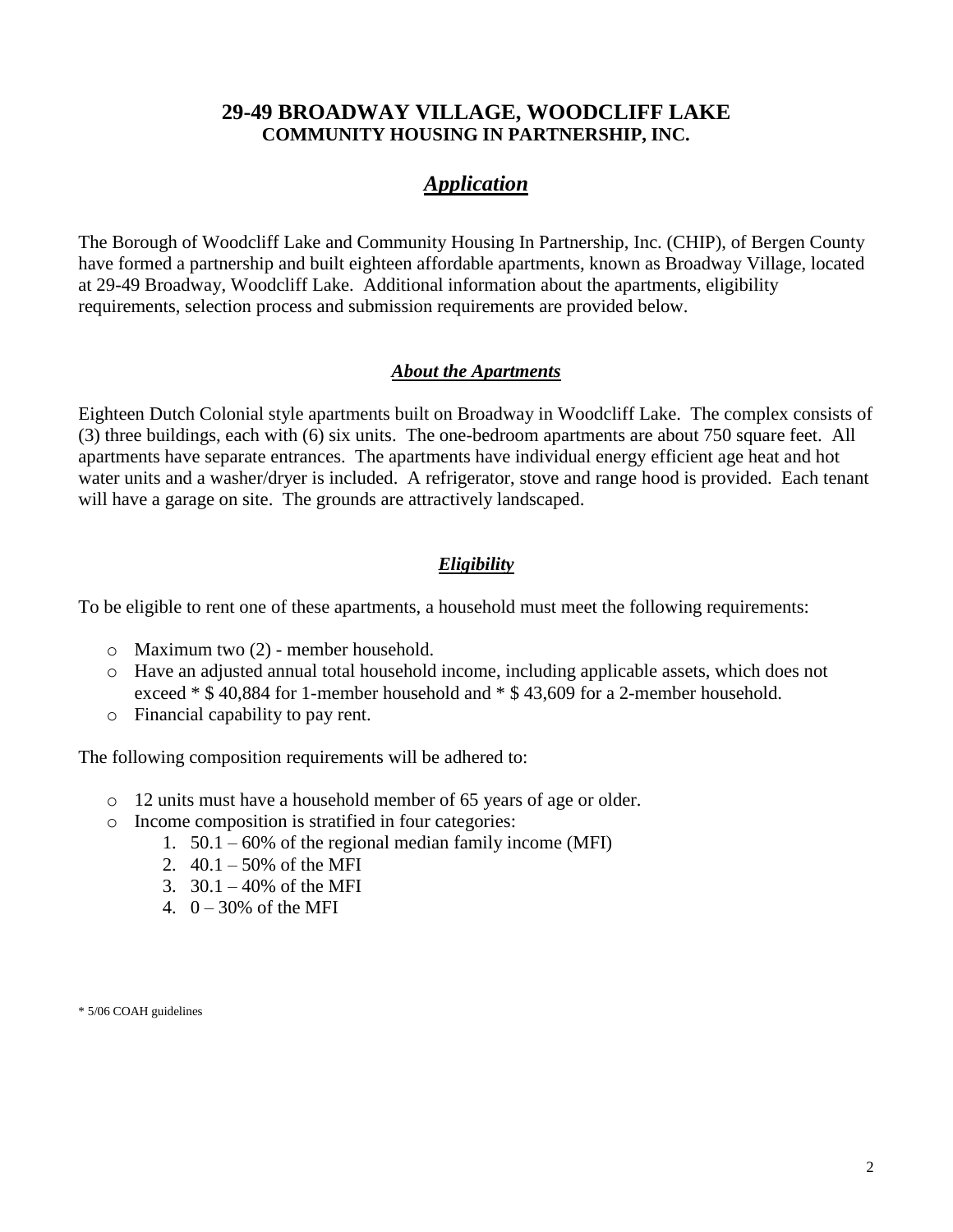# 29-49 BROADWAY VILLAGE, WOODCLIFF LAKE
## COMMUNITY HOUSING IN PARTNERSHIP, INC.

## ***Application***

The Borough of Woodcliff Lake and Community Housing In Partnership, Inc. (CHIP), of Bergen County have formed a partnership and built eighteen affordable apartments, known as Broadway Village, located at 29-49 Broadway, Woodcliff Lake. Additional information about the apartments, eligibility requirements, selection process and submission requirements are provided below.

### ***About the Apartments***

Eighteen Dutch Colonial style apartments built on Broadway in Woodcliff Lake. The complex consists of (3) three buildings, each with (6) six units. The one-bedroom apartments are about 750 square feet. All apartments have separate entrances. The apartments have individual energy efficient age heat and hot water units and a washer/dryer is included. A refrigerator, stove and range hood is provided. Each tenant will have a garage on site. The grounds are attractively landscaped.

### ***Eligibility***

To be eligible to rent one of these apartments, a household must meet the following requirements:

- Maximum two (2) - member household.
- Have an adjusted annual total household income, including applicable assets, which does not exceed * $ 40,884 for 1-member household and * $ 43,609 for a 2-member household.
- Financial capability to pay rent.

The following composition requirements will be adhered to:

- 12 units must have a household member of 65 years of age or older.
- Income composition is stratified in four categories:
  1. 50.1 – 60% of the regional median family income (MFI)
  2. 40.1 – 50% of the MFI
  3. 30.1 – 40% of the MFI
  4. 0 – 30% of the MFI

* 5/06 COAH guidelines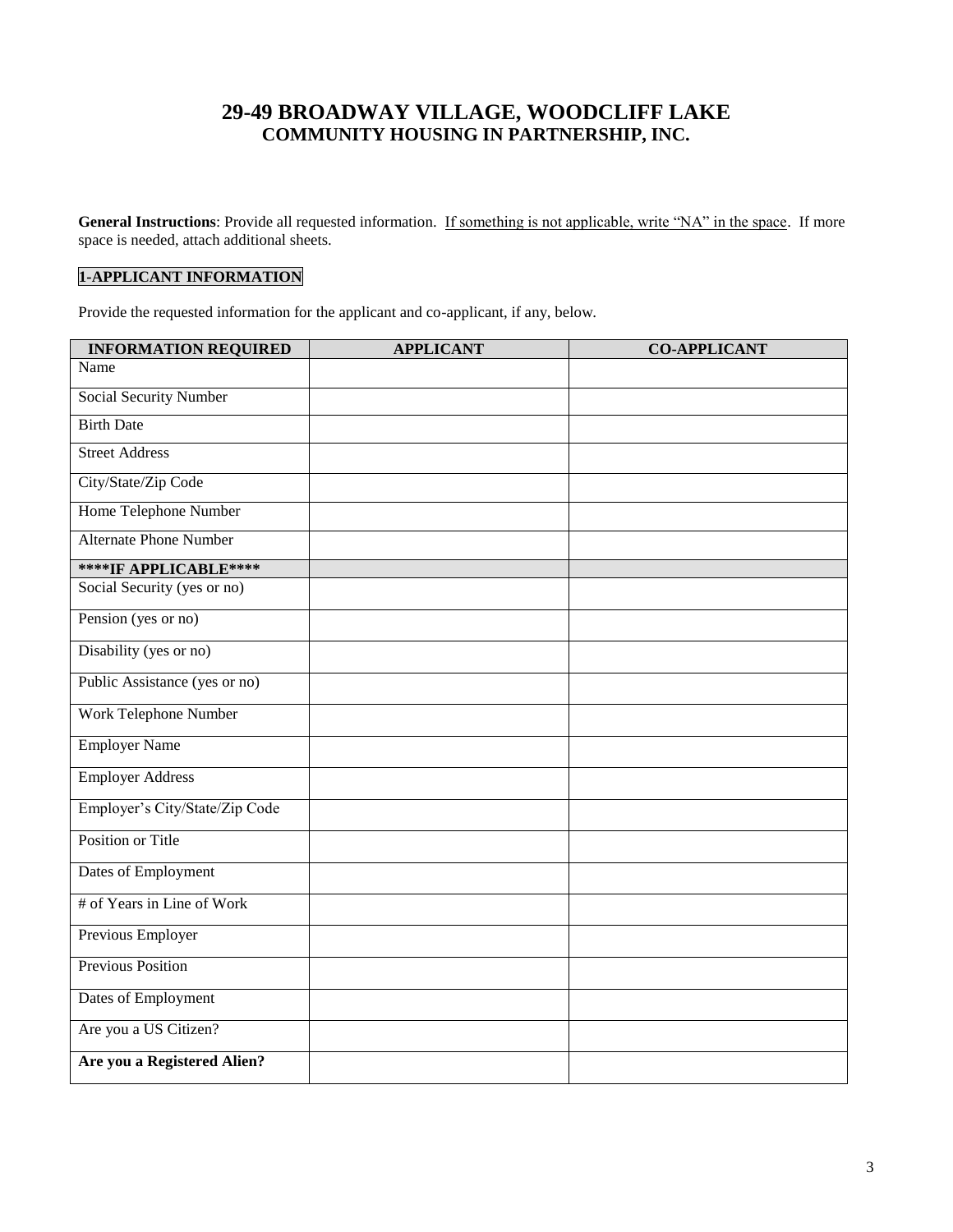## 29-49 BROADWAY VILLAGE, WOODCLIFF LAKE
### COMMUNITY HOUSING IN PARTNERSHIP, INC.

**General Instructions**: Provide all requested information. If something is not applicable, write "NA" in the space. If more space is needed, attach additional sheets.

**1-APPLICANT INFORMATION**

Provide the requested information for the applicant and co-applicant, if any, below.

| INFORMATION REQUIRED | APPLICANT | CO-APPLICANT |
|---|---|---|
| Name | | |
| Social Security Number | | |
| Birth Date | | |
| Street Address | | |
| City/State/Zip Code | | |
| Home Telephone Number | | |
| Alternate Phone Number | | |
| **\*\*\*\*IF APPLICABLE\*\*\*\*** | | |
| Social Security (yes or no) | | |
| Pension (yes or no) | | |
| Disability (yes or no) | | |
| Public Assistance (yes or no) | | |
| Work Telephone Number | | |
| Employer Name | | |
| Employer Address | | |
| Employer's City/State/Zip Code | | |
| Position or Title | | |
| Dates of Employment | | |
| # of Years in Line of Work | | |
| Previous Employer | | |
| Previous Position | | |
| Dates of Employment | | |
| Are you a US Citizen? | | |
| **Are you a Registered Alien?** | | |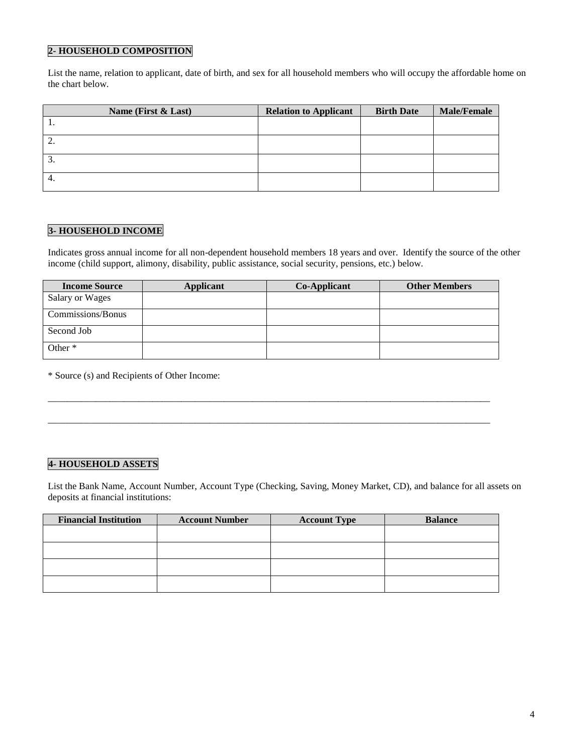## 2- HOUSEHOLD COMPOSITION

List the name, relation to applicant, date of birth, and sex for all household members who will occupy the affordable home on the chart below.

| Name (First & Last) | Relation to Applicant | Birth Date | Male/Female |
|---|---|---|---|
| 1. | | | |
| 2. | | | |
| 3. | | | |
| 4. | | | |

## 3- HOUSEHOLD INCOME

Indicates gross annual income for all non-dependent household members 18 years and over. Identify the source of the other income (child support, alimony, disability, public assistance, social security, pensions, etc.) below.

| Income Source | Applicant | Co-Applicant | Other Members |
|---|---|---|---|
| Salary or Wages | | | |
| Commissions/Bonus | | | |
| Second Job | | | |
| Other * | | | |

* Source (s) and Recipients of Other Income:

_______________________________________________________________________________________________

_______________________________________________________________________________________________

## 4- HOUSEHOLD ASSETS

List the Bank Name, Account Number, Account Type (Checking, Saving, Money Market, CD), and balance for all assets on deposits at financial institutions:

| Financial Institution | Account Number | Account Type | Balance |
|---|---|---|---|
| | | | |
| | | | |
| | | | |
| | | | |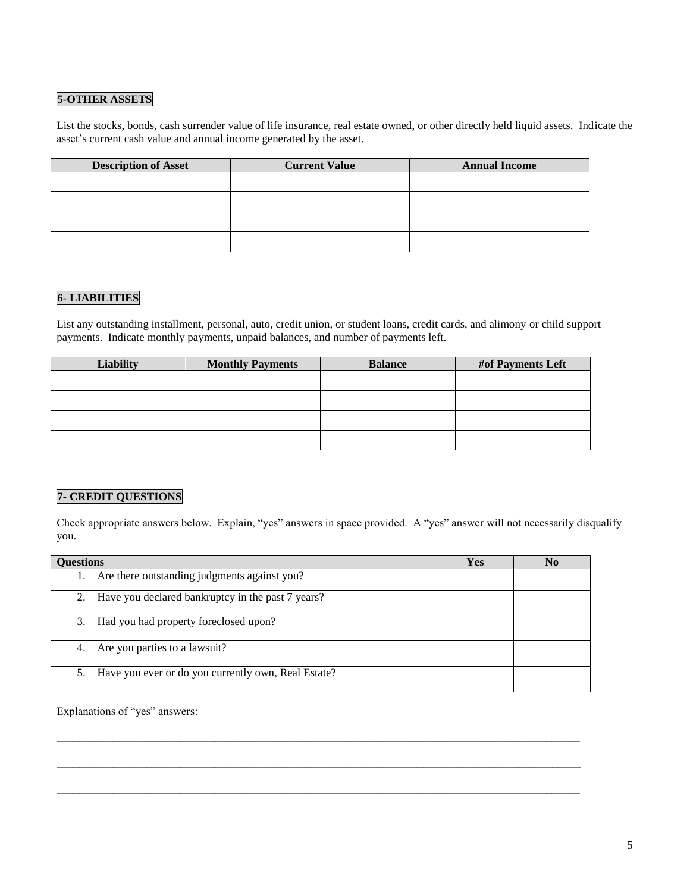## 5-OTHER ASSETS

List the stocks, bonds, cash surrender value of life insurance, real estate owned, or other directly held liquid assets. Indicate the asset's current cash value and annual income generated by the asset.

| Description of Asset | Current Value | Annual Income |
|---|---|---|
| | | |
| | | |
| | | |
| | | |

## 6- LIABILITIES

List any outstanding installment, personal, auto, credit union, or student loans, credit cards, and alimony or child support payments. Indicate monthly payments, unpaid balances, and number of payments left.

| Liability | Monthly Payments | Balance | #of Payments Left |
|---|---|---|---|
| | | | |
| | | | |
| | | | |
| | | | |

## 7- CREDIT QUESTIONS

Check appropriate answers below. Explain, "yes" answers in space provided. A "yes" answer will not necessarily disqualify you.

| Questions | Yes | No |
|---|---|---|
| 1. Are there outstanding judgments against you? | | |
| 2. Have you declared bankruptcy in the past 7 years? | | |
| 3. Had you had property foreclosed upon? | | |
| 4. Are you parties to a lawsuit? | | |
| 5. Have you ever or do you currently own, Real Estate? | | |

Explanations of "yes" answers:

______________________________________________________________________________________________

______________________________________________________________________________________________

______________________________________________________________________________________________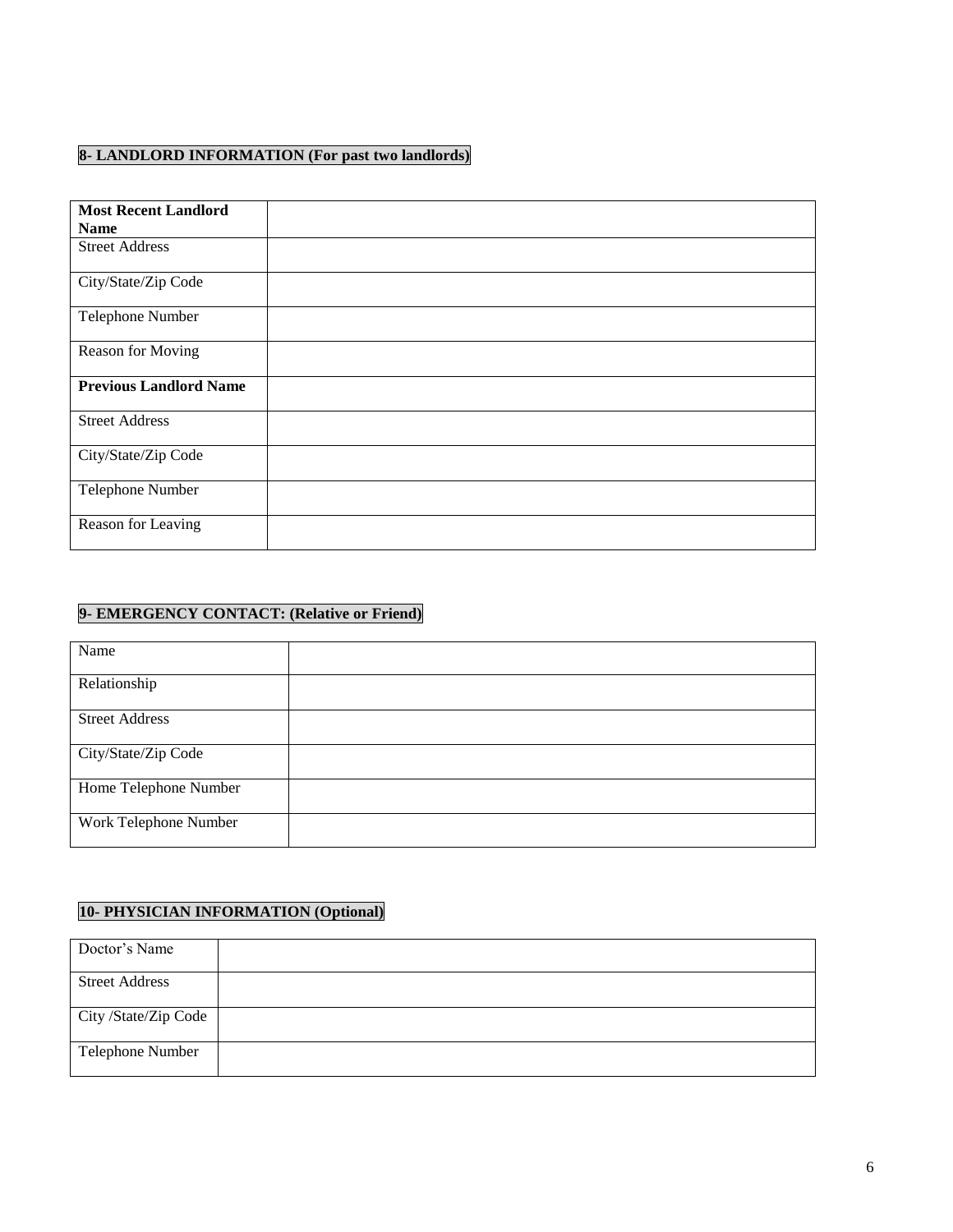**8- LANDLORD INFORMATION (For past two landlords)**

| | |
|---|---|
| **Most Recent Landlord Name** | |
| Street Address | |
| City/State/Zip Code | |
| Telephone Number | |
| Reason for Moving | |
| **Previous Landlord Name** | |
| Street Address | |
| City/State/Zip Code | |
| Telephone Number | |
| Reason for Leaving | |

**9- EMERGENCY CONTACT: (Relative or Friend)**

| | |
|---|---|
| Name | |
| Relationship | |
| Street Address | |
| City/State/Zip Code | |
| Home Telephone Number | |
| Work Telephone Number | |

**10- PHYSICIAN INFORMATION (Optional)**

| | |
|---|---|
| Doctor's Name | |
| Street Address | |
| City /State/Zip Code | |
| Telephone Number | |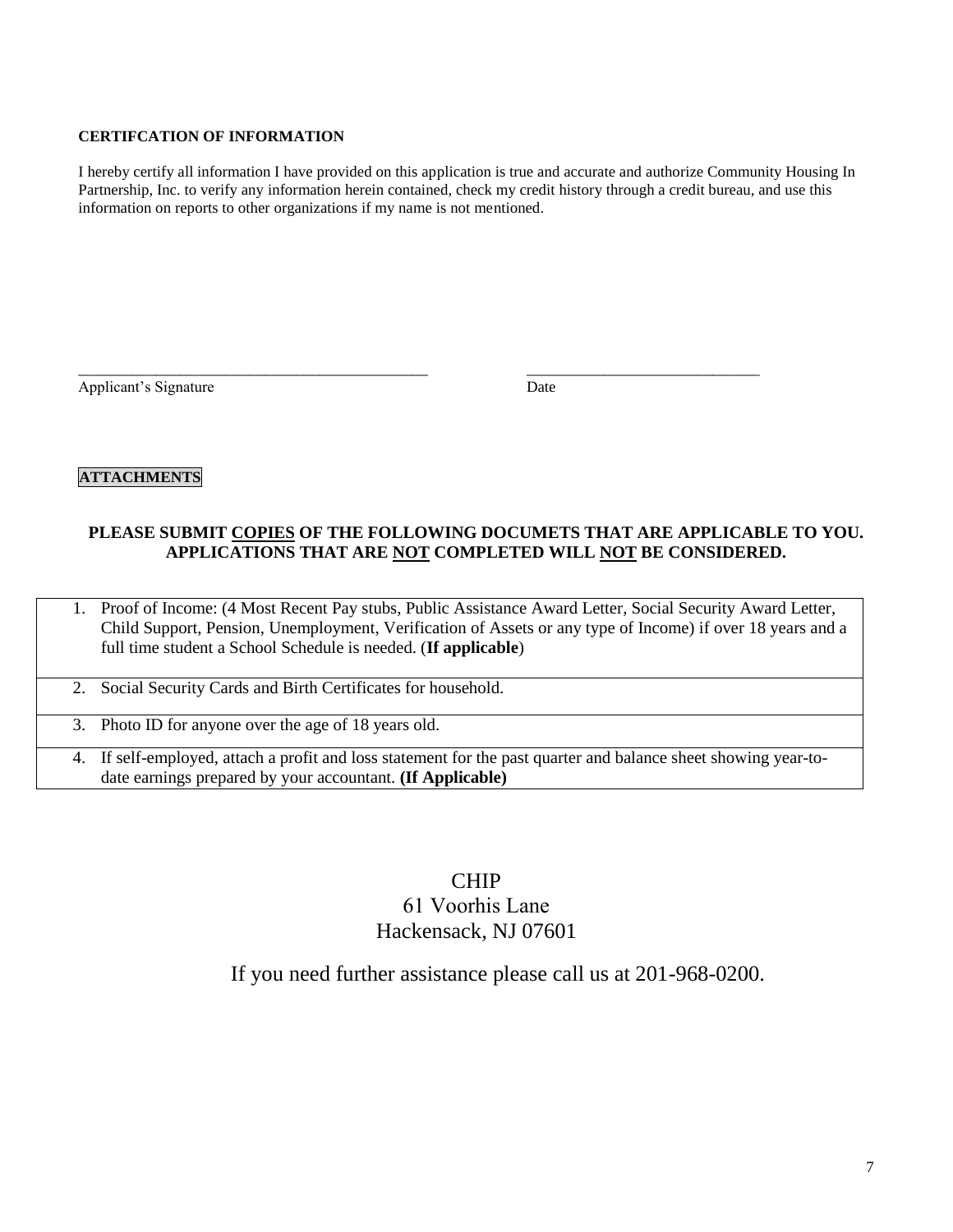**CERTIFCATION OF INFORMATION**

I hereby certify all information I have provided on this application is true and accurate and authorize Community Housing In Partnership, Inc. to verify any information herein contained, check my credit history through a credit bureau, and use this information on reports to other organizations if my name is not mentioned.

\_\_\_\_\_\_\_\_\_\_\_\_\_\_\_\_\_\_\_\_\_\_\_\_\_\_\_\_\_\_\_\_\_\_\_\_\_\_\_\_\_\_\_\_ \_\_\_\_\_\_\_\_\_\_\_\_\_\_\_\_\_\_\_\_\_\_\_\_\_\_\_\_\_\_

Applicant's Signature Date

**ATTACHMENTS**

**PLEASE SUBMIT <u>COPIES</u> OF THE FOLLOWING DOCUMETS THAT ARE APPLICABLE TO YOU. APPLICATIONS THAT ARE <u>NOT</u> COMPLETED WILL <u>NOT</u> BE CONSIDERED.**

| |
|---|
| 1. Proof of Income: (4 Most Recent Pay stubs, Public Assistance Award Letter, Social Security Award Letter, Child Support, Pension, Unemployment, Verification of Assets or any type of Income) if over 18 years and a full time student a School Schedule is needed. (**If applicable**) |
| 2. Social Security Cards and Birth Certificates for household. |
| 3. Photo ID for anyone over the age of 18 years old. |
| 4. If self-employed, attach a profit and loss statement for the past quarter and balance sheet showing year-to-date earnings prepared by your accountant. **(If Applicable)** |

CHIP
61 Voorhis Lane
Hackensack, NJ 07601

If you need further assistance please call us at 201-968-0200.